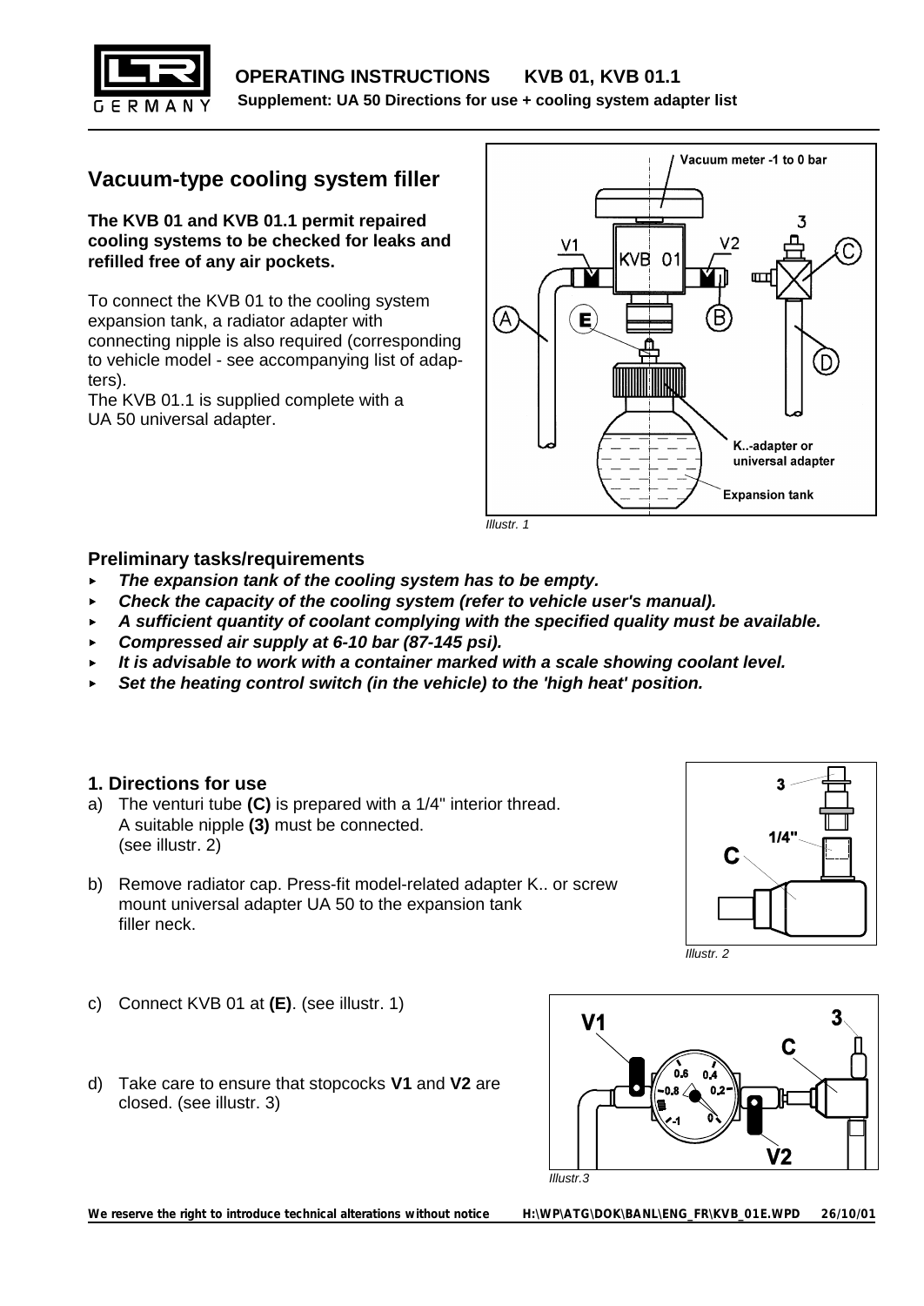**OPERATING INSTRUCTIONS KVB 01, KVB 01.1**

**Supplement: UA 50 Directions for use + cooling system adapter list**

## Vacuum-type cooling system filler

**The KVB 01 and KVB 01.1 permit repaired cooling systems to be checked for leaks and refilled free of any air pockets.**

To connect the KVB 01 to the cooling system expansion tank, a radiator adapter with connecting nipple is also required (corresponding to vehicle model - see accompanying list of adapters).

The KVB 01.1 is supplied complete with a UA 50 universal adapter.

*Illustr. 1*

### Preliminary tasks/requirements

- ***The expansion tank of the cooling system has to be empty.***
- ***Check the capacity of the cooling system (refer to vehicle user's manual).***
- ***A sufficient quantity of coolant complying with the specified quality must be available.***
- ***Compressed air supply at 6-10 bar (87-145 psi).***
- ***It is advisable to work with a container marked with a scale showing coolant level.***
- ***Set the heating control switch (in the vehicle) to the 'high heat' position.***

### 1. Directions for use

a) The venturi tube **(C)** is prepared with a 1/4" interior thread. A suitable nipple **(3)** must be connected. (see illustr. 2)

b) Remove radiator cap. Press-fit model-related adapter K.. or screw mount universal adapter UA 50 to the expansion tank filler neck.

*Illustr. 2*

c) Connect KVB 01 at **(E)**. (see illustr. 1)

d) Take care to ensure that stopcocks **V1** and **V2** are closed. (see illustr. 3)

*Illustr.3*

**We reserve the right to introduce technical alterations without notice**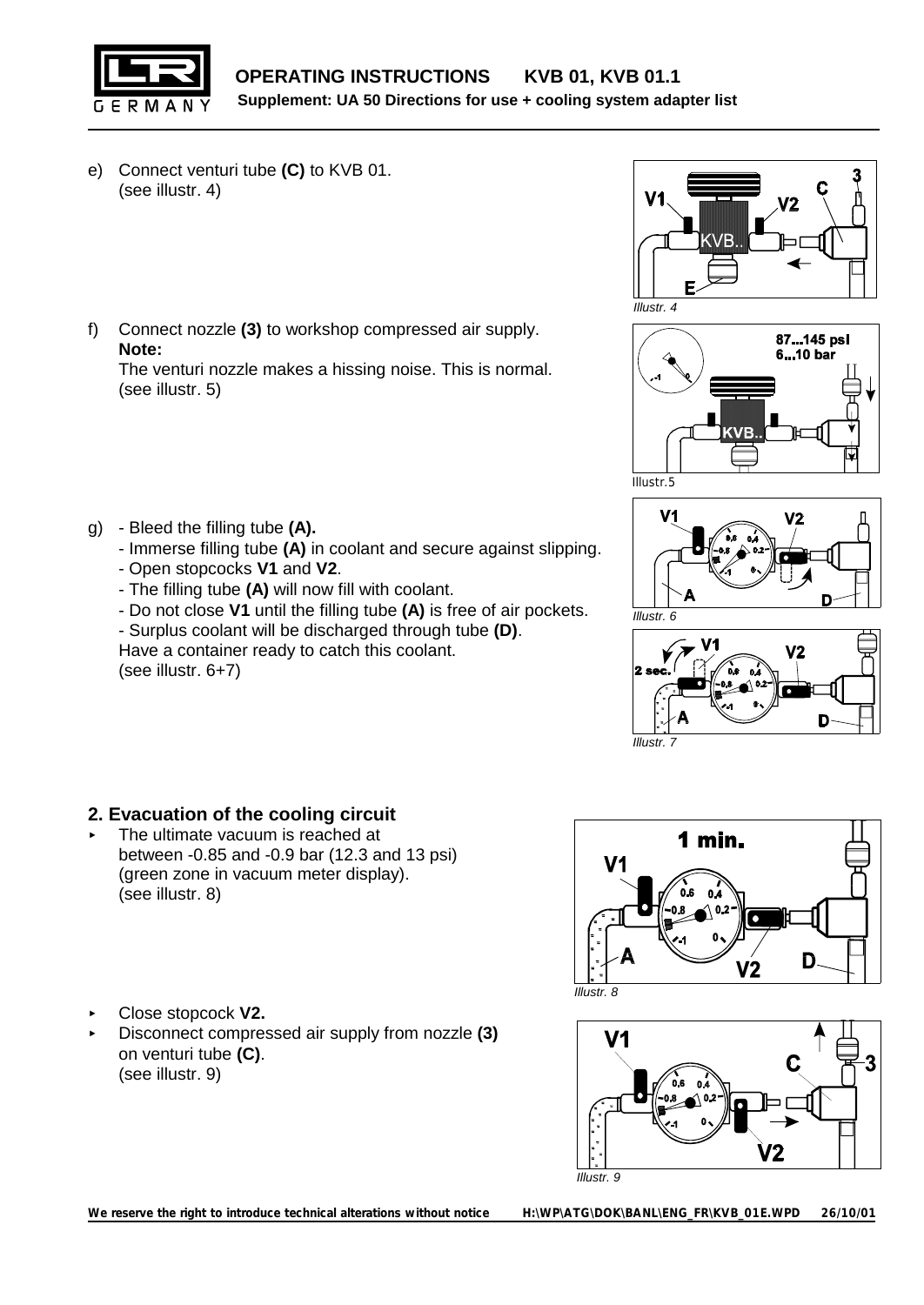e) Connect venturi tube **(C)** to KVB 01. (see illustr. 4)

*Illustr. 4*

f) Connect nozzle **(3)** to workshop compressed air supply.
**Note:**
The venturi nozzle makes a hissing noise. This is normal. (see illustr. 5)

Illustr.5

g) - Bleed the filling tube **(A).**
- Immerse filling tube **(A)** in coolant and secure against slipping.
- Open stopcocks **V1** and **V2**.
- The filling tube **(A)** will now fill with coolant.
- Do not close **V1** until the filling tube **(A)** is free of air pockets.
- Surplus coolant will be discharged through tube **(D)**.

Have a container ready to catch this coolant. (see illustr. 6+7)

*Illustr. 6*

*Illustr. 7*

## 2. Evacuation of the cooling circuit

- The ultimate vacuum is reached at between -0.85 and -0.9 bar (12.3 and 13 psi) (green zone in vacuum meter display). (see illustr. 8)

*Illustr. 8*

- Close stopcock **V2.**
- Disconnect compressed air supply from nozzle **(3)** on venturi tube **(C)**. (see illustr. 9)

*Illustr. 9*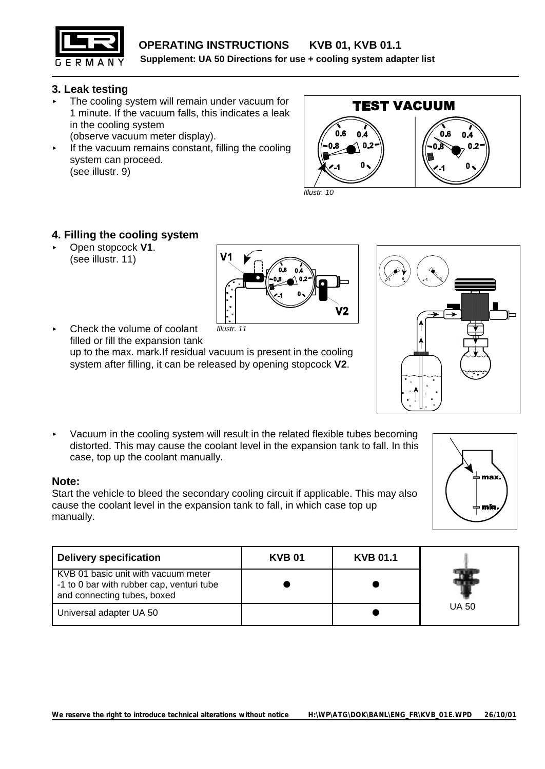## 3. Leak testing

- The cooling system will remain under vacuum for 1 minute. If the vacuum falls, this indicates a leak in the cooling system (observe vacuum meter display).
- If the vacuum remains constant, filling the cooling system can proceed. (see illustr. 9)

TEST VACUUM

*Illustr. 10*

## 4. Filling the cooling system

- Open stopcock **V1**. (see illustr. 11)

*Illustr. 11*

- Check the volume of coolant filled or fill the expansion tank up to the max. mark.If residual vacuum is present in the cooling system after filling, it can be released by opening stopcock **V2**.
- Vacuum in the cooling system will result in the related flexible tubes becoming distorted. This may cause the coolant level in the expansion tank to fall. In this case, top up the coolant manually.

### Note:

Start the vehicle to bleed the secondary cooling circuit if applicable. This may also cause the coolant level in the expansion tank to fall, in which case top up manually.

| Delivery specification | KVB 01 | KVB 01.1 | |
|---|---|---|---|
| KVB 01 basic unit with vacuum meter -1 to 0 bar with rubber cap, venturi tube and connecting tubes, boxed | ● | ● | UA 50 |
| Universal adapter UA 50 | | ● | |

We reserve the right to introduce technical alterations without notice H:\WP\ATG\DOK\BANL\ENG_FR\KVB_01E.WPD 26/10/01